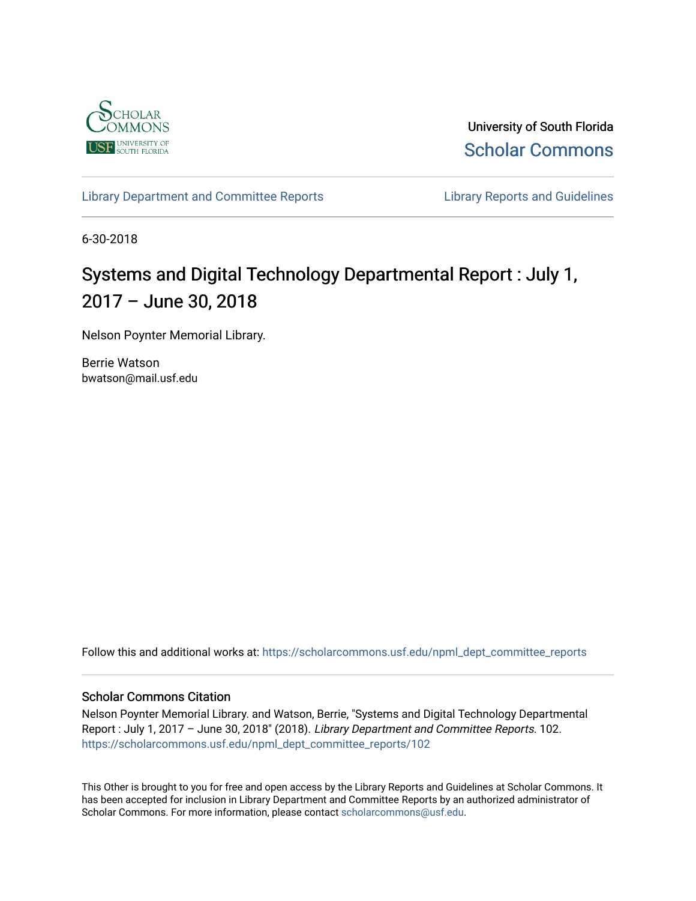University of South Florida
Scholar Commons

Library Department and Committee Reports | Library Reports and Guidelines

6-30-2018

# Systems and Digital Technology Departmental Report : July 1, 2017 – June 30, 2018

Nelson Poynter Memorial Library.

Berrie Watson
bwatson@mail.usf.edu

Follow this and additional works at: https://scholarcommons.usf.edu/npml_dept_committee_reports

### Scholar Commons Citation

Nelson Poynter Memorial Library. and Watson, Berrie, "Systems and Digital Technology Departmental Report : July 1, 2017 – June 30, 2018" (2018). *Library Department and Committee Reports*. 102.
https://scholarcommons.usf.edu/npml_dept_committee_reports/102

This Other is brought to you for free and open access by the Library Reports and Guidelines at Scholar Commons. It has been accepted for inclusion in Library Department and Committee Reports by an authorized administrator of Scholar Commons. For more information, please contact scholarcommons@usf.edu.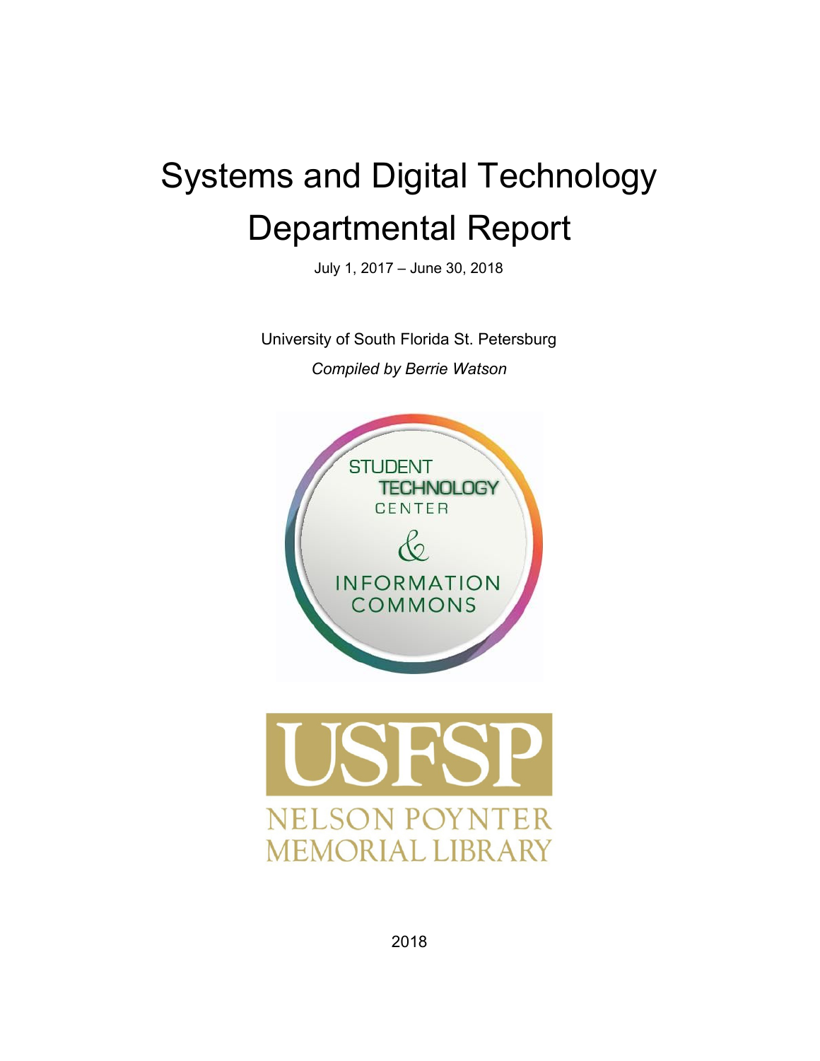# Systems and Digital Technology Departmental Report

July 1, 2017 – June 30, 2018

University of South Florida St. Petersburg

*Compiled by Berrie Watson*

STUDENT TECHNOLOGY CENTER & INFORMATION COMMONS

USFSP NELSON POYNTER MEMORIAL LIBRARY

2018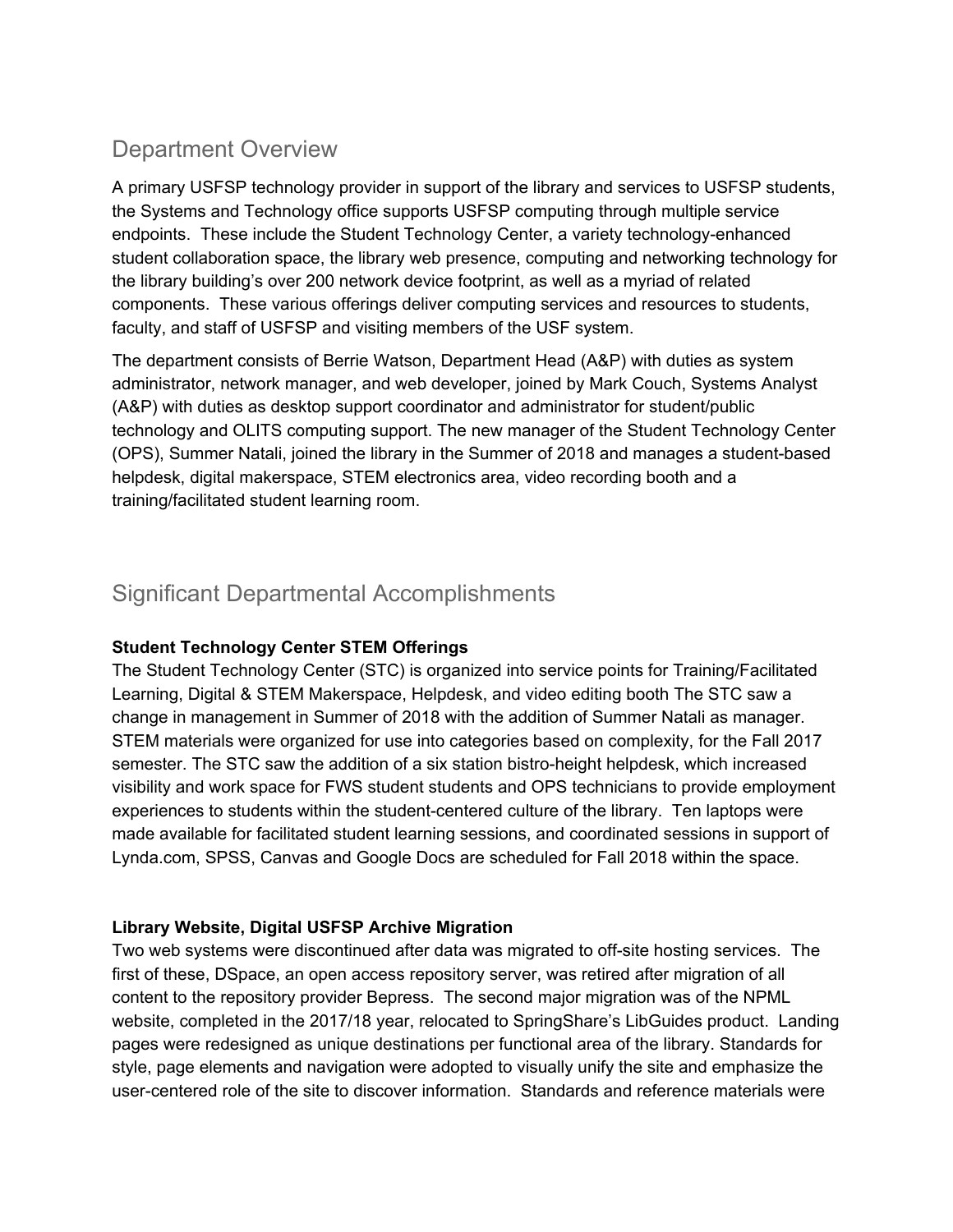## Department Overview

A primary USFSP technology provider in support of the library and services to USFSP students, the Systems and Technology office supports USFSP computing through multiple service endpoints. These include the Student Technology Center, a variety technology-enhanced student collaboration space, the library web presence, computing and networking technology for the library building's over 200 network device footprint, as well as a myriad of related components. These various offerings deliver computing services and resources to students, faculty, and staff of USFSP and visiting members of the USF system.

The department consists of Berrie Watson, Department Head (A&P) with duties as system administrator, network manager, and web developer, joined by Mark Couch, Systems Analyst (A&P) with duties as desktop support coordinator and administrator for student/public technology and OLITS computing support. The new manager of the Student Technology Center (OPS), Summer Natali, joined the library in the Summer of 2018 and manages a student-based helpdesk, digital makerspace, STEM electronics area, video recording booth and a training/facilitated student learning room.

## Significant Departmental Accomplishments

**Student Technology Center STEM Offerings**

The Student Technology Center (STC) is organized into service points for Training/Facilitated Learning, Digital & STEM Makerspace, Helpdesk, and video editing booth The STC saw a change in management in Summer of 2018 with the addition of Summer Natali as manager. STEM materials were organized for use into categories based on complexity, for the Fall 2017 semester. The STC saw the addition of a six station bistro-height helpdesk, which increased visibility and work space for FWS student students and OPS technicians to provide employment experiences to students within the student-centered culture of the library. Ten laptops were made available for facilitated student learning sessions, and coordinated sessions in support of Lynda.com, SPSS, Canvas and Google Docs are scheduled for Fall 2018 within the space.

**Library Website, Digital USFSP Archive Migration**

Two web systems were discontinued after data was migrated to off-site hosting services. The first of these, DSpace, an open access repository server, was retired after migration of all content to the repository provider Bepress. The second major migration was of the NPML website, completed in the 2017/18 year, relocated to SpringShare's LibGuides product. Landing pages were redesigned as unique destinations per functional area of the library. Standards for style, page elements and navigation were adopted to visually unify the site and emphasize the user-centered role of the site to discover information. Standards and reference materials were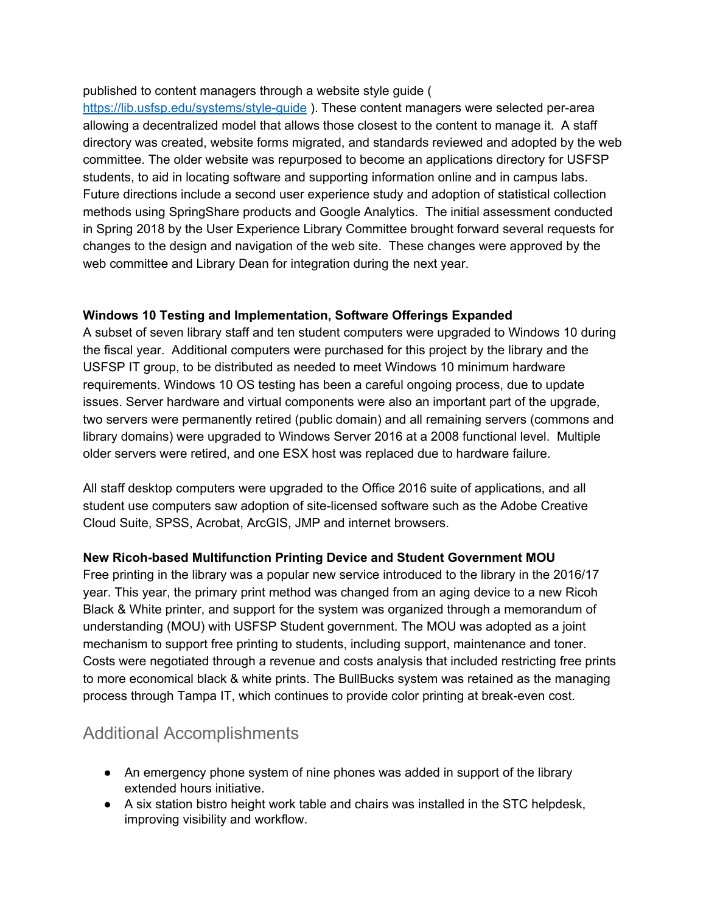published to content managers through a website style guide ( https://lib.usfsp.edu/systems/style-guide ). These content managers were selected per-area allowing a decentralized model that allows those closest to the content to manage it. A staff directory was created, website forms migrated, and standards reviewed and adopted by the web committee. The older website was repurposed to become an applications directory for USFSP students, to aid in locating software and supporting information online and in campus labs. Future directions include a second user experience study and adoption of statistical collection methods using SpringShare products and Google Analytics. The initial assessment conducted in Spring 2018 by the User Experience Library Committee brought forward several requests for changes to the design and navigation of the web site. These changes were approved by the web committee and Library Dean for integration during the next year.

**Windows 10 Testing and Implementation, Software Offerings Expanded**

A subset of seven library staff and ten student computers were upgraded to Windows 10 during the fiscal year. Additional computers were purchased for this project by the library and the USFSP IT group, to be distributed as needed to meet Windows 10 minimum hardware requirements. Windows 10 OS testing has been a careful ongoing process, due to update issues. Server hardware and virtual components were also an important part of the upgrade, two servers were permanently retired (public domain) and all remaining servers (commons and library domains) were upgraded to Windows Server 2016 at a 2008 functional level. Multiple older servers were retired, and one ESX host was replaced due to hardware failure.

All staff desktop computers were upgraded to the Office 2016 suite of applications, and all student use computers saw adoption of site-licensed software such as the Adobe Creative Cloud Suite, SPSS, Acrobat, ArcGIS, JMP and internet browsers.

**New Ricoh-based Multifunction Printing Device and Student Government MOU**

Free printing in the library was a popular new service introduced to the library in the 2016/17 year. This year, the primary print method was changed from an aging device to a new Ricoh Black & White printer, and support for the system was organized through a memorandum of understanding (MOU) with USFSP Student government. The MOU was adopted as a joint mechanism to support free printing to students, including support, maintenance and toner. Costs were negotiated through a revenue and costs analysis that included restricting free prints to more economical black & white prints. The BullBucks system was retained as the managing process through Tampa IT, which continues to provide color printing at break-even cost.

## Additional Accomplishments

- An emergency phone system of nine phones was added in support of the library extended hours initiative.
- A six station bistro height work table and chairs was installed in the STC helpdesk, improving visibility and workflow.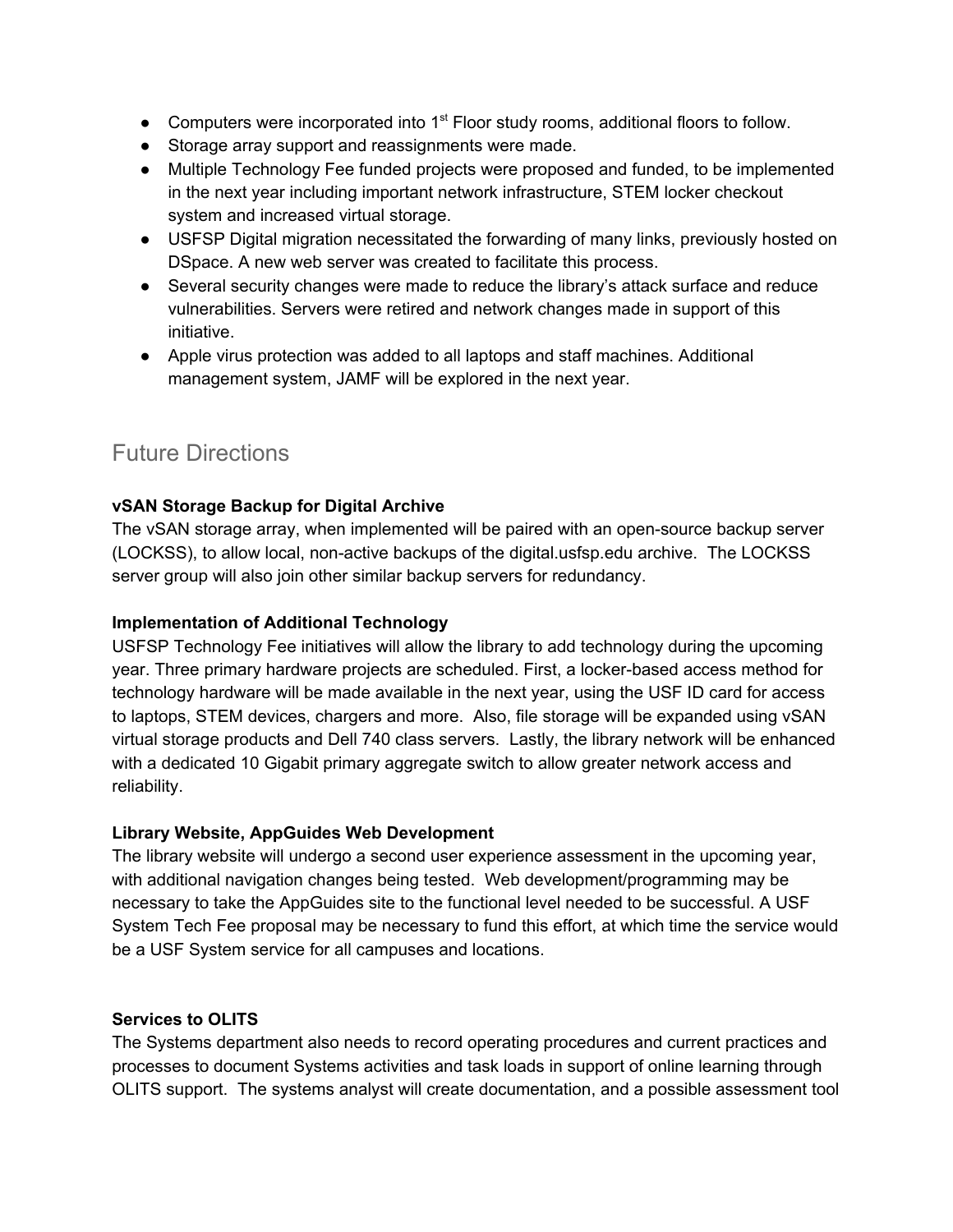- Computers were incorporated into 1st Floor study rooms, additional floors to follow.
- Storage array support and reassignments were made.
- Multiple Technology Fee funded projects were proposed and funded, to be implemented in the next year including important network infrastructure, STEM locker checkout system and increased virtual storage.
- USFSP Digital migration necessitated the forwarding of many links, previously hosted on DSpace. A new web server was created to facilitate this process.
- Several security changes were made to reduce the library's attack surface and reduce vulnerabilities. Servers were retired and network changes made in support of this initiative.
- Apple virus protection was added to all laptops and staff machines. Additional management system, JAMF will be explored in the next year.

## Future Directions

**vSAN Storage Backup for Digital Archive**

The vSAN storage array, when implemented will be paired with an open-source backup server (LOCKSS), to allow local, non-active backups of the digital.usfsp.edu archive. The LOCKSS server group will also join other similar backup servers for redundancy.

**Implementation of Additional Technology**

USFSP Technology Fee initiatives will allow the library to add technology during the upcoming year. Three primary hardware projects are scheduled. First, a locker-based access method for technology hardware will be made available in the next year, using the USF ID card for access to laptops, STEM devices, chargers and more. Also, file storage will be expanded using vSAN virtual storage products and Dell 740 class servers. Lastly, the library network will be enhanced with a dedicated 10 Gigabit primary aggregate switch to allow greater network access and reliability.

**Library Website, AppGuides Web Development**

The library website will undergo a second user experience assessment in the upcoming year, with additional navigation changes being tested. Web development/programming may be necessary to take the AppGuides site to the functional level needed to be successful. A USF System Tech Fee proposal may be necessary to fund this effort, at which time the service would be a USF System service for all campuses and locations.

**Services to OLITS**

The Systems department also needs to record operating procedures and current practices and processes to document Systems activities and task loads in support of online learning through OLITS support. The systems analyst will create documentation, and a possible assessment tool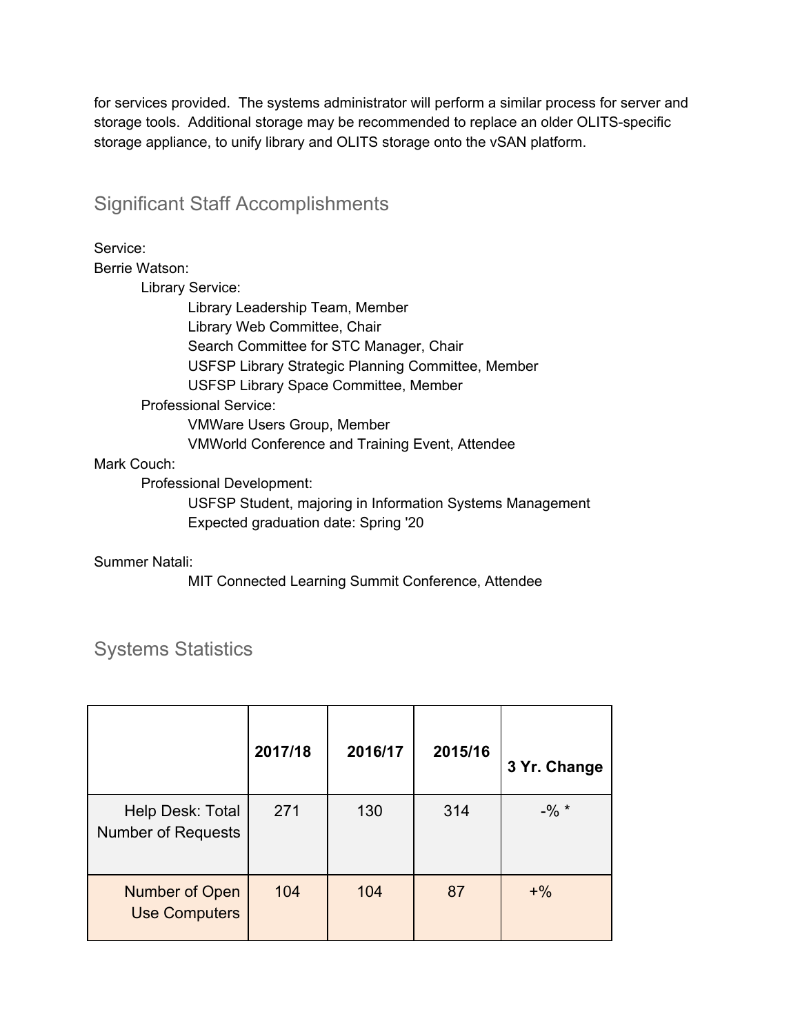for services provided. The systems administrator will perform a similar process for server and storage tools. Additional storage may be recommended to replace an older OLITS-specific storage appliance, to unify library and OLITS storage onto the vSAN platform.

## Significant Staff Accomplishments

Service:

Berrie Watson:

- Library Service:
  - Library Leadership Team, Member
  - Library Web Committee, Chair
  - Search Committee for STC Manager, Chair
  - USFSP Library Strategic Planning Committee, Member
  - USFSP Library Space Committee, Member
- Professional Service:
  - VMWare Users Group, Member
  - VMWorld Conference and Training Event, Attendee

Mark Couch:

- Professional Development:
  - USFSP Student, majoring in Information Systems Management
  - Expected graduation date: Spring '20

Summer Natali:

- MIT Connected Learning Summit Conference, Attendee

## Systems Statistics

| | 2017/18 | 2016/17 | 2015/16 | 3 Yr. Change |
|---|---|---|---|---|
| Help Desk: Total Number of Requests | 271 | 130 | 314 | -% * |
| Number of Open Use Computers | 104 | 104 | 87 | +% |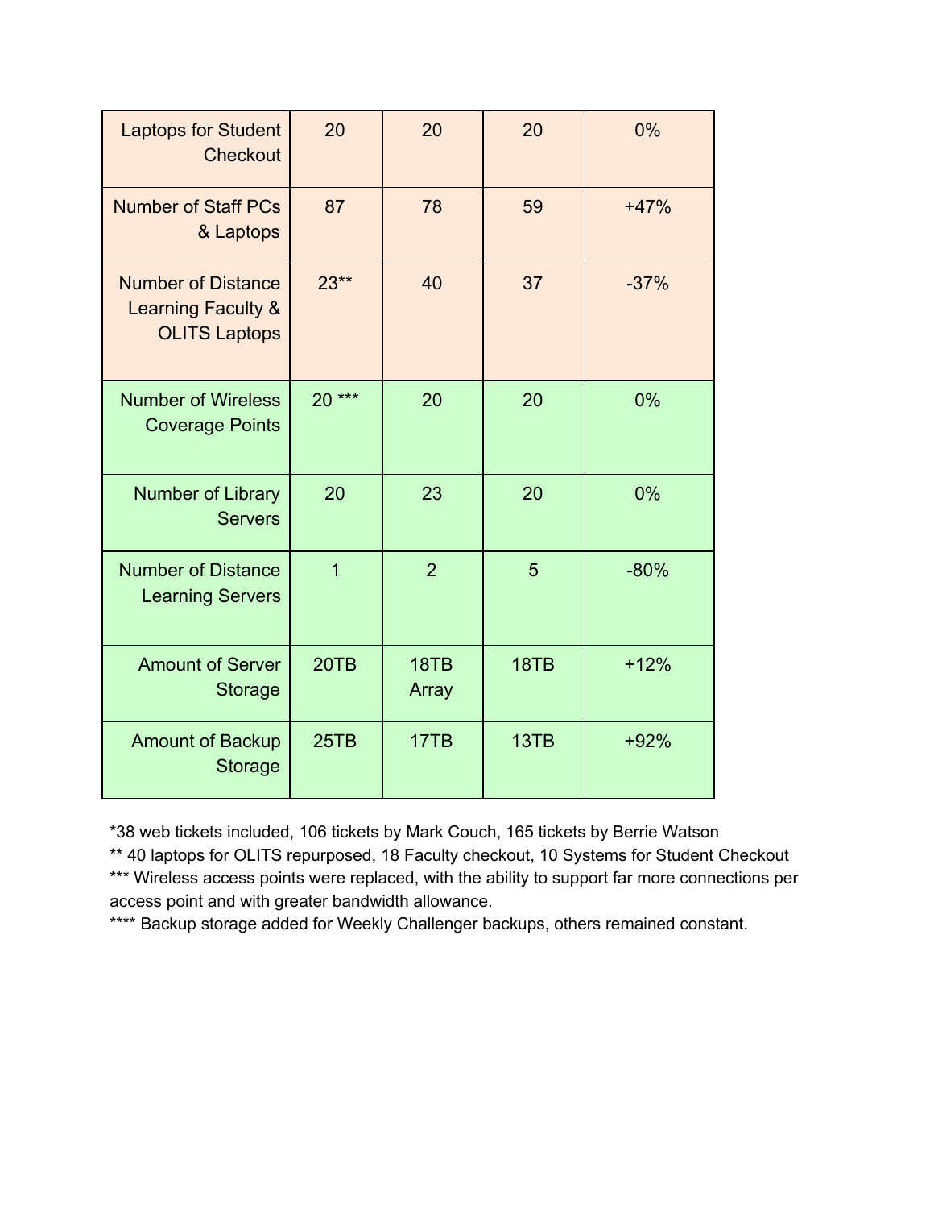| | | | | |
|---|---|---|---|---|
| Laptops for Student Checkout | 20 | 20 | 20 | 0% |
| Number of Staff PCs & Laptops | 87 | 78 | 59 | +47% |
| Number of Distance Learning Faculty & OLITS Laptops | 23** | 40 | 37 | -37% |
| Number of Wireless Coverage Points | 20 *** | 20 | 20 | 0% |
| Number of Library Servers | 20 | 23 | 20 | 0% |
| Number of Distance Learning Servers | 1 | 2 | 5 | -80% |
| Amount of Server Storage | 20TB | 18TB Array | 18TB | +12% |
| Amount of Backup Storage | 25TB | 17TB | 13TB | +92% |

*38 web tickets included, 106 tickets by Mark Couch, 165 tickets by Berrie Watson
** 40 laptops for OLITS repurposed, 18 Faculty checkout, 10 Systems for Student Checkout
*** Wireless access points were replaced, with the ability to support far more connections per access point and with greater bandwidth allowance.
**** Backup storage added for Weekly Challenger backups, others remained constant.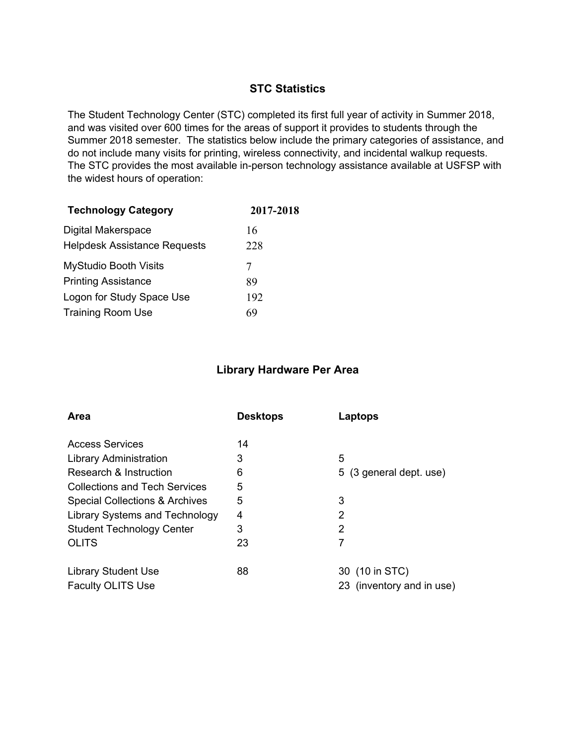## STC Statistics

The Student Technology Center (STC) completed its first full year of activity in Summer 2018, and was visited over 600 times for the areas of support it provides to students through the Summer 2018 semester. The statistics below include the primary categories of assistance, and do not include many visits for printing, wireless connectivity, and incidental walkup requests. The STC provides the most available in-person technology assistance available at USFSP with the widest hours of operation:

| Technology Category | 2017-2018 |
|---|---|
| Digital Makerspace | 16 |
| Helpdesk Assistance Requests | 228 |
| MyStudio Booth Visits | 7 |
| Printing Assistance | 89 |
| Logon for Study Space Use | 192 |
| Training Room Use | 69 |

## Library Hardware Per Area

| Area | Desktops | Laptops |
|---|---|---|
| Access Services | 14 | |
| Library Administration | 3 | 5 |
| Research & Instruction | 6 | 5 (3 general dept. use) |
| Collections and Tech Services | 5 | |
| Special Collections & Archives | 5 | 3 |
| Library Systems and Technology | 4 | 2 |
| Student Technology Center | 3 | 2 |
| OLITS | 23 | 7 |
| Library Student Use | 88 | 30 (10 in STC) |
| Faculty OLITS Use | | 23 (inventory and in use) |